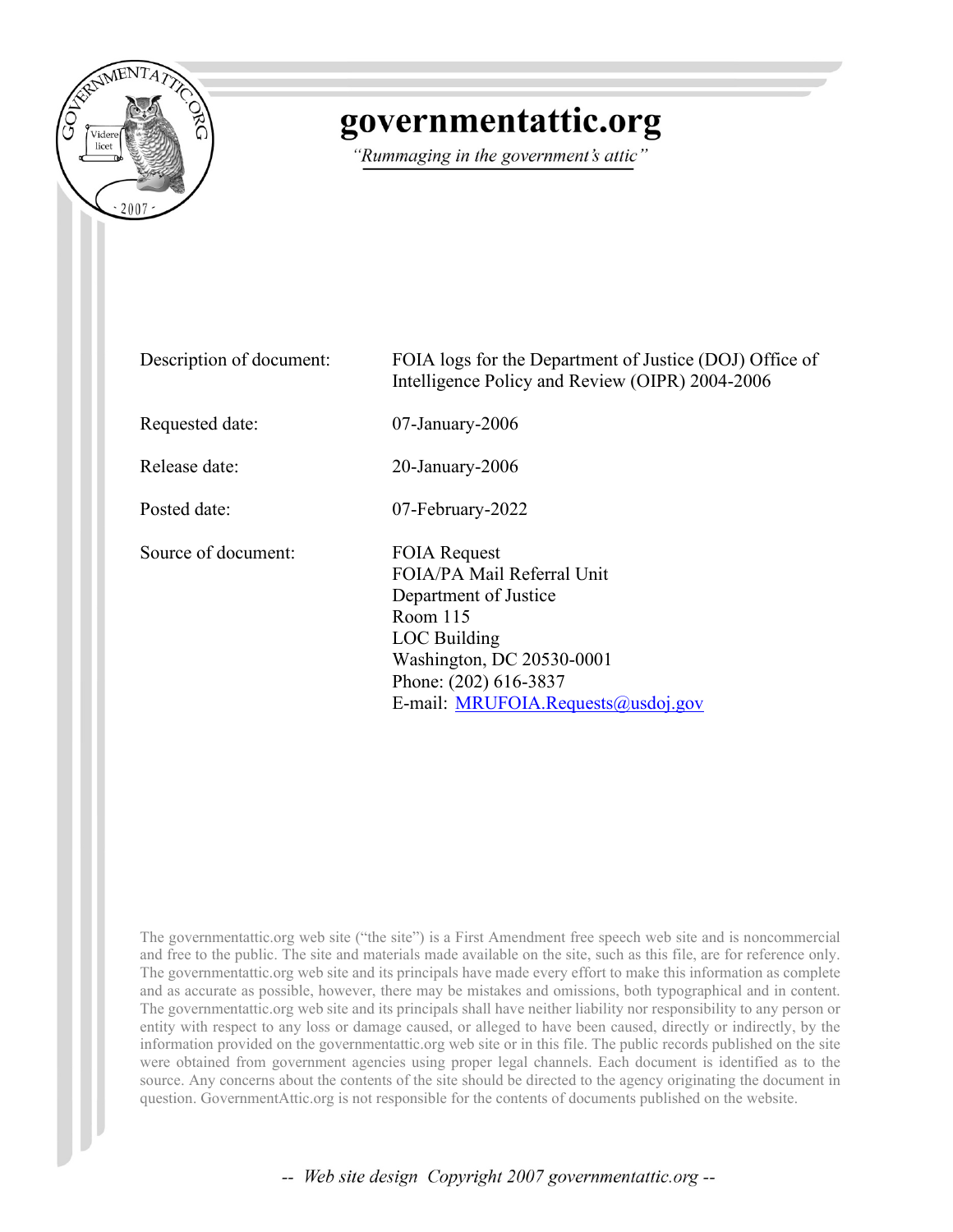# governmentattic.org

*"Rummaging in the government's attic"*

| | |
|---|---|
| Description of document: | FOIA logs for the Department of Justice (DOJ) Office of Intelligence Policy and Review (OIPR) 2004-2006 |
| Requested date: | 07-January-2006 |
| Release date: | 20-January-2006 |
| Posted date: | 07-February-2022 |
| Source of document: | FOIA Request<br>FOIA/PA Mail Referral Unit<br>Department of Justice<br>Room 115<br>LOC Building<br>Washington, DC 20530-0001<br>Phone: (202) 616-3837<br>E-mail: MRUFOIA.Requests@usdoj.gov |

The governmentattic.org web site ("the site") is a First Amendment free speech web site and is noncommercial and free to the public. The site and materials made available on the site, such as this file, are for reference only. The governmentattic.org web site and its principals have made every effort to make this information as complete and as accurate as possible, however, there may be mistakes and omissions, both typographical and in content. The governmentattic.org web site and its principals shall have neither liability nor responsibility to any person or entity with respect to any loss or damage caused, or alleged to have been caused, directly or indirectly, by the information provided on the governmentattic.org web site or in this file. The public records published on the site were obtained from government agencies using proper legal channels. Each document is identified as to the source. Any concerns about the contents of the site should be directed to the agency originating the document in question. GovernmentAttic.org is not responsible for the contents of documents published on the website.

*-- Web site design Copyright 2007 governmentattic.org --*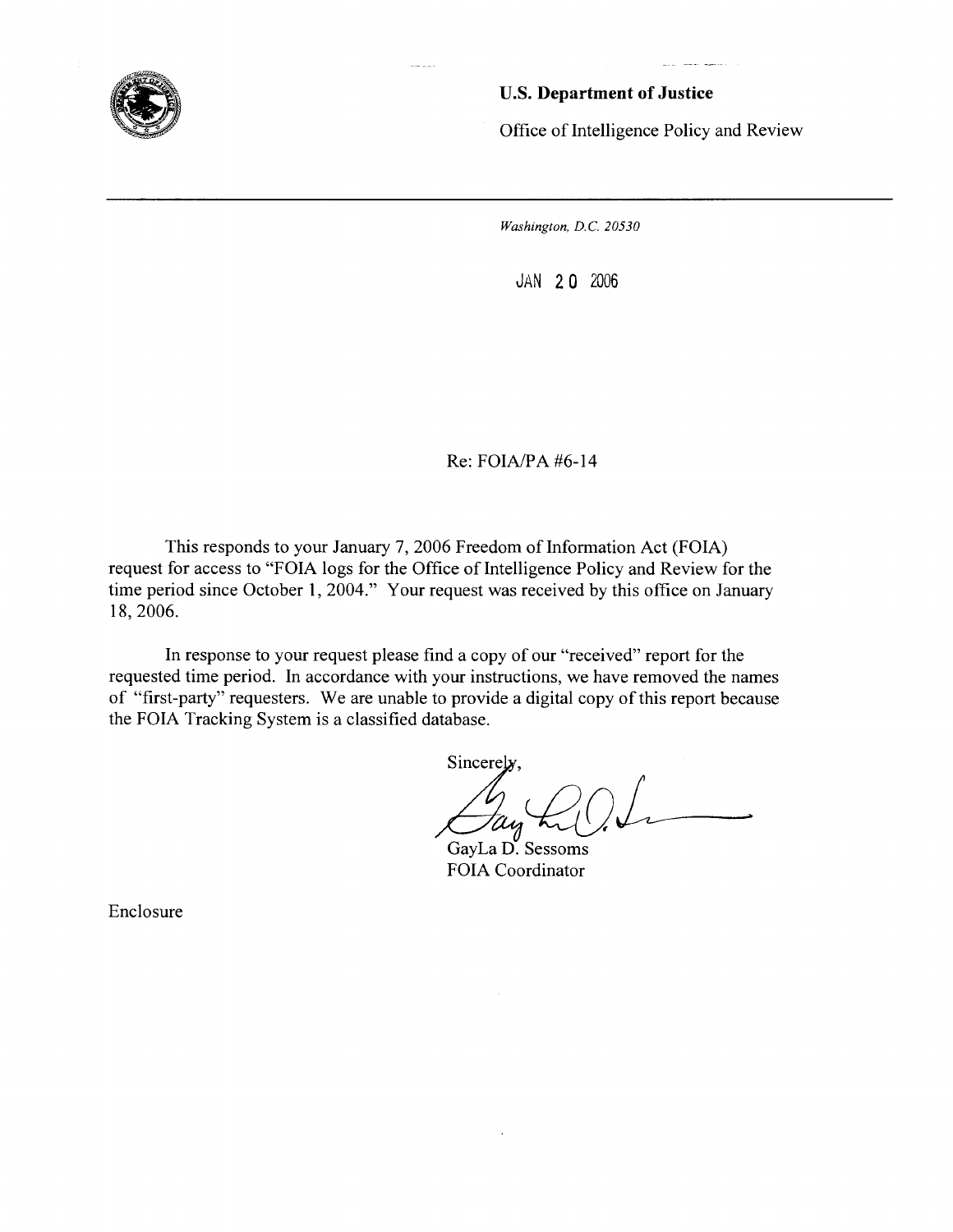**U.S. Department of Justice**

Office of Intelligence Policy and Review

---

*Washington, D.C. 20530*

JAN 20 2006

Re: FOIA/PA #6-14

This responds to your January 7, 2006 Freedom of Information Act (FOIA) request for access to "FOIA logs for the Office of Intelligence Policy and Review for the time period since October 1, 2004." Your request was received by this office on January 18, 2006.

In response to your request please find a copy of our "received" report for the requested time period. In accordance with your instructions, we have removed the names of "first-party" requesters. We are unable to provide a digital copy of this report because the FOIA Tracking System is a classified database.

Sincerely,

GayLa D. Sessoms
FOIA Coordinator

Enclosure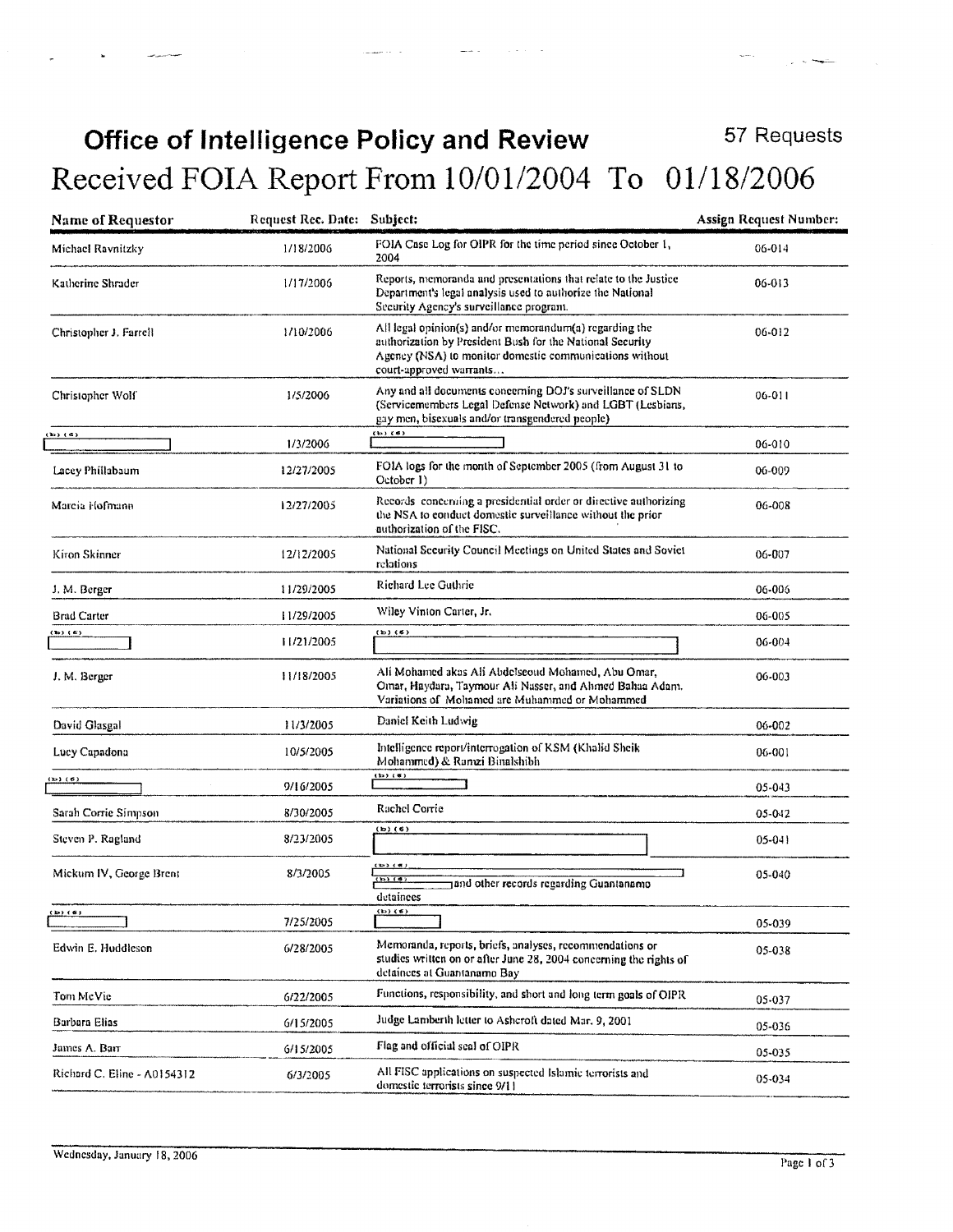# Office of Intelligence Policy and Review

57 Requests

# Received FOIA Report From 10/01/2004 To 01/18/2006

| Name of Requestor | Request Rec. Date: | Subject: | Assign Request Number: |
|---|---|---|---|
| Michael Ravnitzky | 1/18/2006 | FOIA Case Log for OIPR for the time period since October 1, 2004 | 06-014 |
| Katherine Shrader | 1/17/2006 | Reports, memoranda and presentations that relate to the Justice Department's legal analysis used to authorize the National Security Agency's surveillance program. | 06-013 |
| Christopher J. Farrell | 1/10/2006 | All legal opinion(s) and/or memorandum(a) regarding the authorization by President Bush for the National Security Agency (NSA) to monitor domestic communications without court-approved warrants... | 06-012 |
| Christopher Wolf | 1/5/2006 | Any and all documents concerning DOJ's surveillance of SLDN (Servicemembers Legal Defense Network) and LGBT (Lesbians, gay men, bisexuals and/or transgendered people) | 06-011 |
| (b) (6) | 1/3/2006 | (b) (6) | 06-010 |
| Lacey Phillabaum | 12/27/2005 | FOIA logs for the month of September 2005 (from August 31 to October 1) | 06-009 |
| Marcia Hofmann | 12/27/2005 | Records concerning a presidential order or directive authorizing the NSA to conduct domestic surveillance without the prior authorization of the FISC. | 06-008 |
| Kiron Skinner | 12/12/2005 | National Security Council Meetings on United States and Soviet relations | 06-007 |
| J. M. Berger | 11/29/2005 | Richard Lee Guthrie | 06-006 |
| Brad Carter | 11/29/2005 | Wiley Vinton Carter, Jr. | 06-005 |
| (b) (6) | 11/21/2005 | (b) (6) | 06-004 |
| J. M. Berger | 11/18/2005 | Ali Mohamed akas Ali Abdelseoud Mohamed, Abu Omar, Omar, Haydara, Taymour Ali Nasser, and Ahmed Bahaa Adam. Variations of Mohamed are Muhammed or Mohammed | 06-003 |
| David Glasgal | 11/3/2005 | Daniel Keith Ludwig | 06-002 |
| Lucy Capadona | 10/5/2005 | Intelligence report/interrogation of KSM (Khalid Sheik Mohammed) & Ramzi Binalshibh | 06-001 |
| (b) (6) | 9/16/2005 | (b) (6) | 05-043 |
| Sarah Corrie Simpson | 8/30/2005 | Rachel Corrie | 05-042 |
| Steven P. Ragland | 8/23/2005 | (b) (6) | 05-041 |
| Mickum IV, George Brent | 8/3/2005 | (b) (6) (b) (6) and other records regarding Guantanamo detainees | 05-040 |
| (b) (6) | 7/25/2005 | (b) (6) | 05-039 |
| Edwin E. Huddleson | 6/28/2005 | Memoranda, reports, briefs, analyses, recommendations or studies written on or after June 28, 2004 concerning the rights of detainees at Guantanamo Bay | 05-038 |
| Tom McVie | 6/22/2005 | Functions, responsibility, and short and long term goals of OIPR | 05-037 |
| Barbara Elias | 6/15/2005 | Judge Lamberth letter to Ashcroft dated Mar. 9, 2001 | 05-036 |
| James A. Barr | 6/15/2005 | Flag and official seal of OIPR | 05-035 |
| Richard C. Eline - A0154312 | 6/3/2005 | All FISC applications on suspected Islamic terrorists and domestic terrorists since 9/11 | 05-034 |

Wednesday, January 18, 2006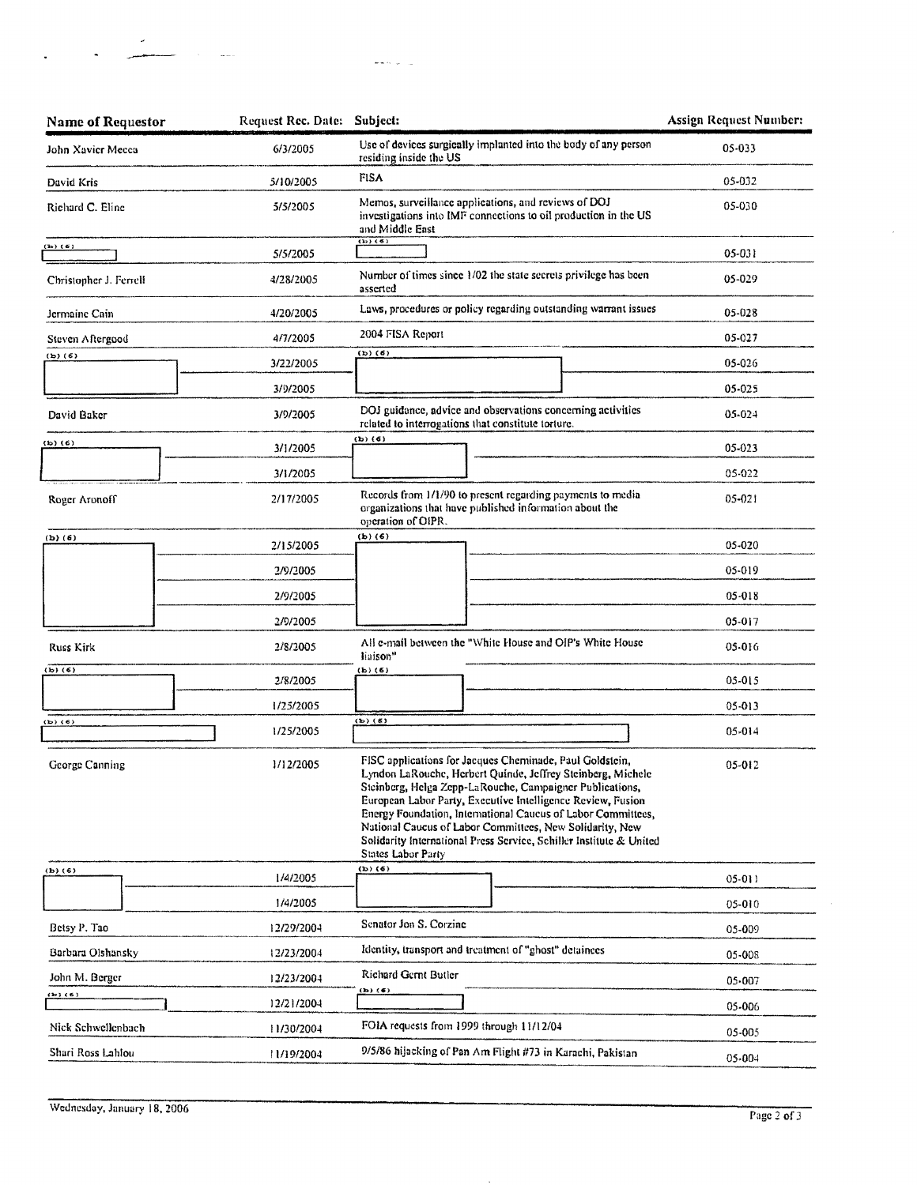| Name of Requestor | Request Rec. Date: | Subject: | Assign Request Number: |
|---|---|---|---|
| John Xavier Mecca | 6/3/2005 | Use of devices surgically implanted into the body of any person residing inside the US | 05-033 |
| David Kris | 5/10/2005 | FISA | 05-032 |
| Richard C. Eline | 5/5/2005 | Memos, surveillance applications, and reviews of DOJ investigations into IMF connections to oil production in the US and Middle East | 05-030 |
| (b) (6) | 5/5/2005 | (b) (6) | 05-031 |
| Christopher J. Ferrell | 4/28/2005 | Number of times since 1/02 the state secrets privilege has been asserted | 05-029 |
| Jermaine Cain | 4/20/2005 | Laws, procedures or policy regarding outstanding warrant issues | 05-028 |
| Steven Aftergood | 4/7/2005 | 2004 FISA Report | 05-027 |
| (b) (6) | 3/22/2005 | (b) (6) | 05-026 |
| | 3/9/2005 | | 05-025 |
| David Baker | 3/9/2005 | DOJ guidance, advice and observations concerning activities related to interrogations that constitute torture. | 05-024 |
| (b) (6) | 3/1/2005 | (b) (6) | 05-023 |
| | 3/1/2005 | | 05-022 |
| Roger Aronoff | 2/17/2005 | Records from 1/1/90 to present regarding payments to media organizations that have published information about the operation of OIPR. | 05-021 |
| (b) (6) | 2/15/2005 | (b) (6) | 05-020 |
| | 2/9/2005 | | 05-019 |
| | 2/9/2005 | | 05-018 |
| | 2/9/2005 | | 05-017 |
| Russ Kirk | 2/8/2005 | All e-mail between the "White House and OIP's White House liaison" | 05-016 |
| (b) (6) | 2/8/2005 | (b) (6) | 05-015 |
| | 1/25/2005 | | 05-013 |
| (b) (6) | 1/25/2005 | (b) (6) | 05-014 |
| George Canning | 1/12/2005 | FISC applications for Jacques Cheminade, Paul Goldstein, Lyndon LaRouche, Herbert Quinde, Jeffrey Steinberg, Michele Steinberg, Helga Zepp-LaRouche, Campaigner Publications, European Labor Party, Executive Intelligence Review, Fusion Energy Foundation, International Caucus of Labor Committees, National Caucus of Labor Committees, New Solidarity, New Solidarity International Press Service, Schiller Institute & United States Labor Party | 05-012 |
| (b) (6) | 1/4/2005 | (b) (6) | 05-011 |
| | 1/4/2005 | | 05-010 |
| Betsy P. Tao | 12/29/2004 | Senator Jon S. Corzine | 05-009 |
| Barbara Olshansky | 12/23/2004 | Identity, transport and treatment of "ghost" detainees | 05-008 |
| John M. Berger | 12/23/2004 | Richard Gernt Butler | 05-007 |
| (b) (6) | 12/21/2004 | (b) (6) | 05-006 |
| Nick Schwellenbach | 11/30/2004 | FOIA requests from 1999 through 11/12/04 | 05-005 |
| Shari Ross Lahlou | 11/19/2004 | 9/5/86 hijacking of Pan Am Flight #73 in Karachi, Pakistan | 05-004 |

Wednesday, January 18, 2006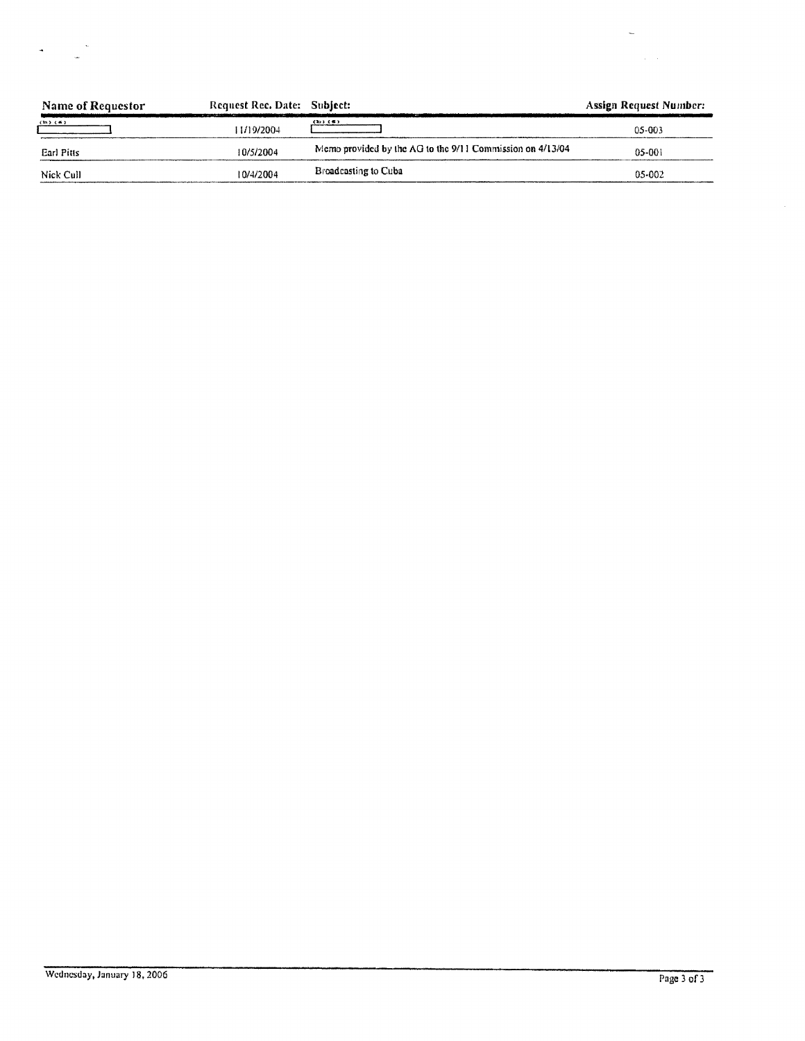| Name of Requestor | Request Rec. Date: | Subject: | Assign Request Number: |
|---|---|---|---|
| (b) (6) | 11/19/2004 | (b) (6) | 05-003 |
| Earl Pitts | 10/5/2004 | Memo provided by the AG to the 9/11 Commission on 4/13/04 | 05-001 |
| Nick Cull | 10/4/2004 | Broadcasting to Cuba | 05-002 |

Wednesday, January 18, 2006